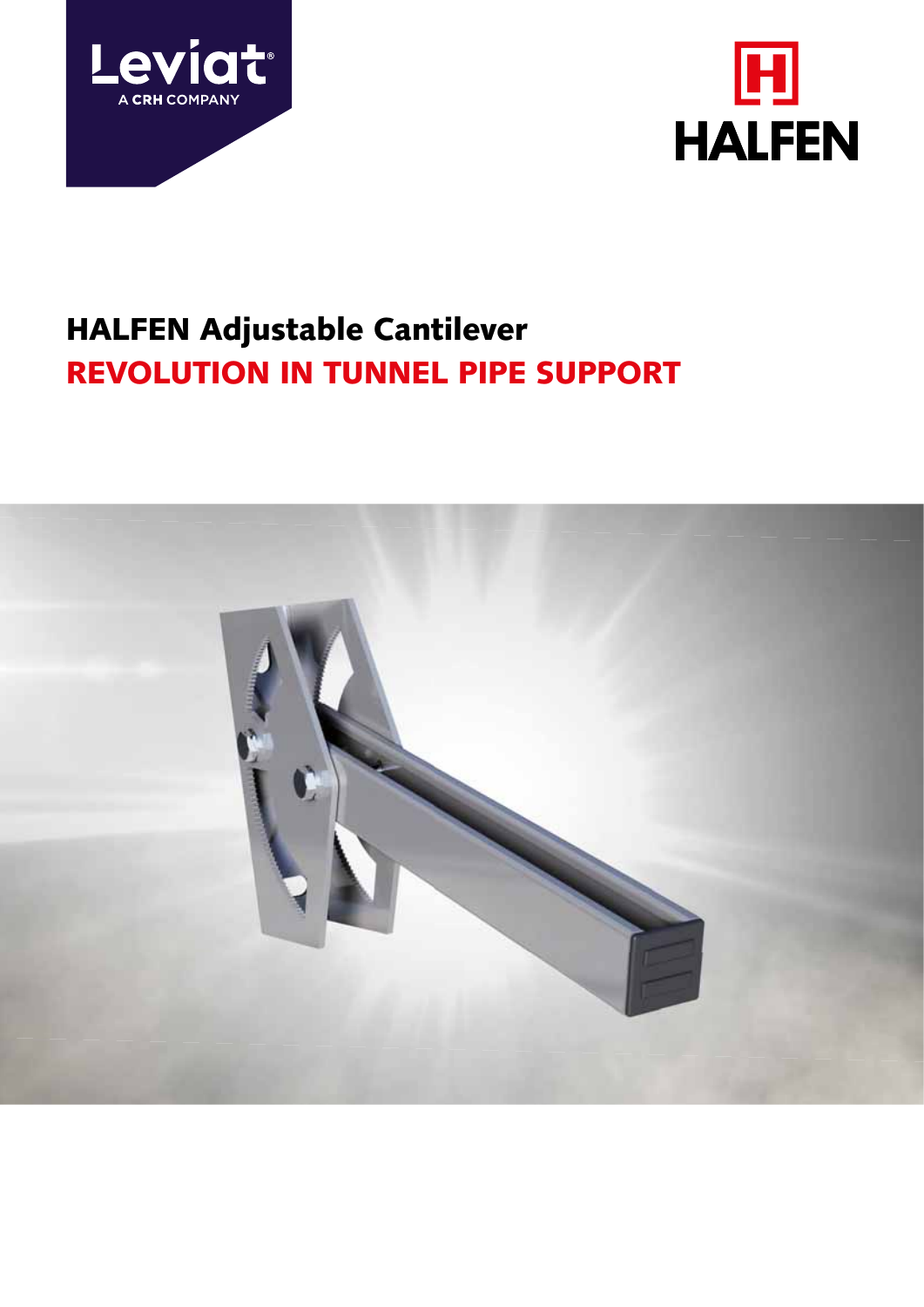# HALFEN Adjustable Cantilever

## REVOLUTION IN TUNNEL PIPE SUPPORT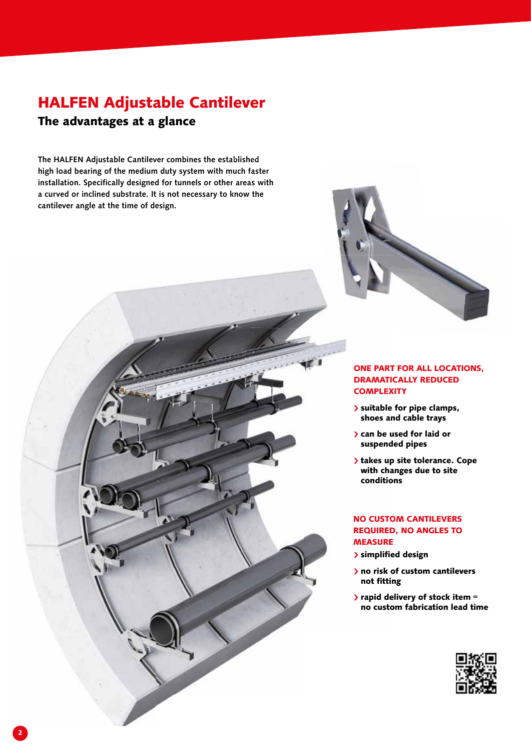# HALFEN Adjustable Cantilever

## The advantages at a glance

**The HALFEN Adjustable Cantilever combines the established high load bearing of the medium duty system with much faster installation. Specifically designed for tunnels or other areas with a curved or inclined substrate. It is not necessary to know the cantilever angle at the time of design.**

### ONE PART FOR ALL LOCATIONS, DRAMATICALLY REDUCED COMPLEXITY

- **suitable for pipe clamps, shoes and cable trays**
- **can be used for laid or suspended pipes**
- **takes up site tolerance. Cope with changes due to site conditions**

### NO CUSTOM CANTILEVERS REQUIRED, NO ANGLES TO MEASURE

- **simplified design**
- **no risk of custom cantilevers not fitting**
- **rapid delivery of stock item = no custom fabrication lead time**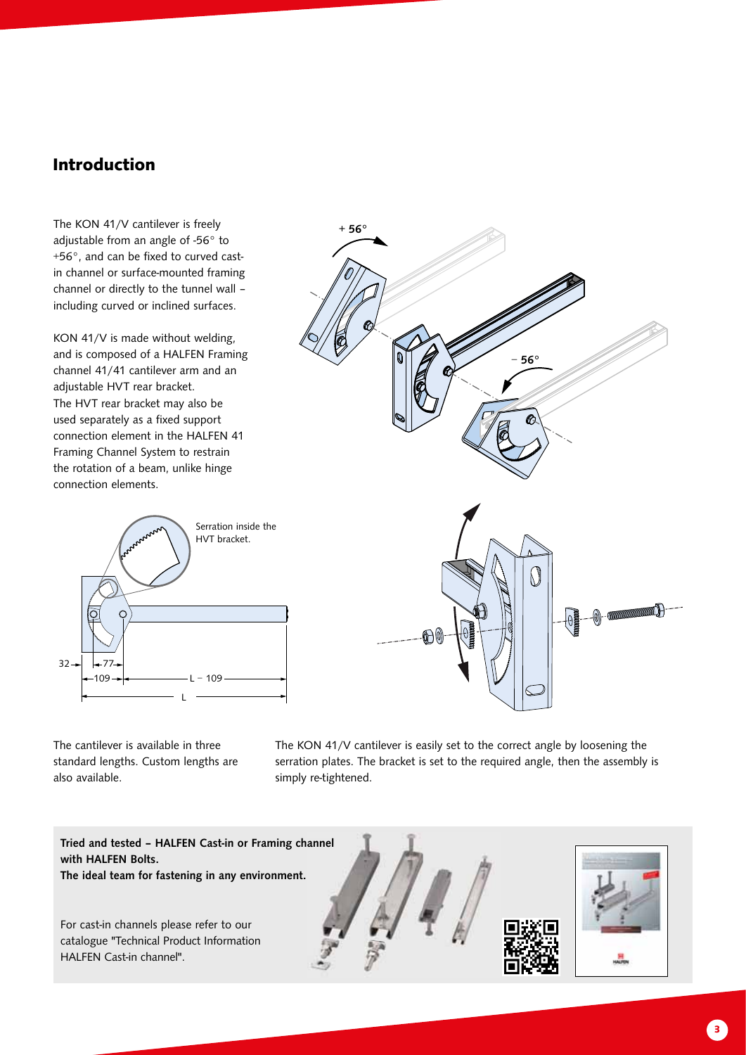## Introduction

The KON 41/V cantilever is freely adjustable from an angle of -56° to +56°, and can be fixed to curved cast-in channel or surface-mounted framing channel or directly to the tunnel wall – including curved or inclined surfaces.

KON 41/V is made without welding, and is composed of a HALFEN Framing channel 41/41 cantilever arm and an adjustable HVT rear bracket.
The HVT rear bracket may also be used separately as a fixed support connection element in the HALFEN 41 Framing Channel System to restrain the rotation of a beam, unlike hinge connection elements.

+ 56°

− 56°

Serration inside the HVT bracket.

32 77 109 L − 109 L

The cantilever is available in three standard lengths. Custom lengths are also available.

The KON 41/V cantilever is easily set to the correct angle by loosening the serration plates. The bracket is set to the required angle, then the assembly is simply re-tightened.

**Tried and tested – HALFEN Cast-in or Framing channel with HALFEN Bolts.**
**The ideal team for fastening in any environment.**

For cast-in channels please refer to our catalogue "Technical Product Information HALFEN Cast-in channel".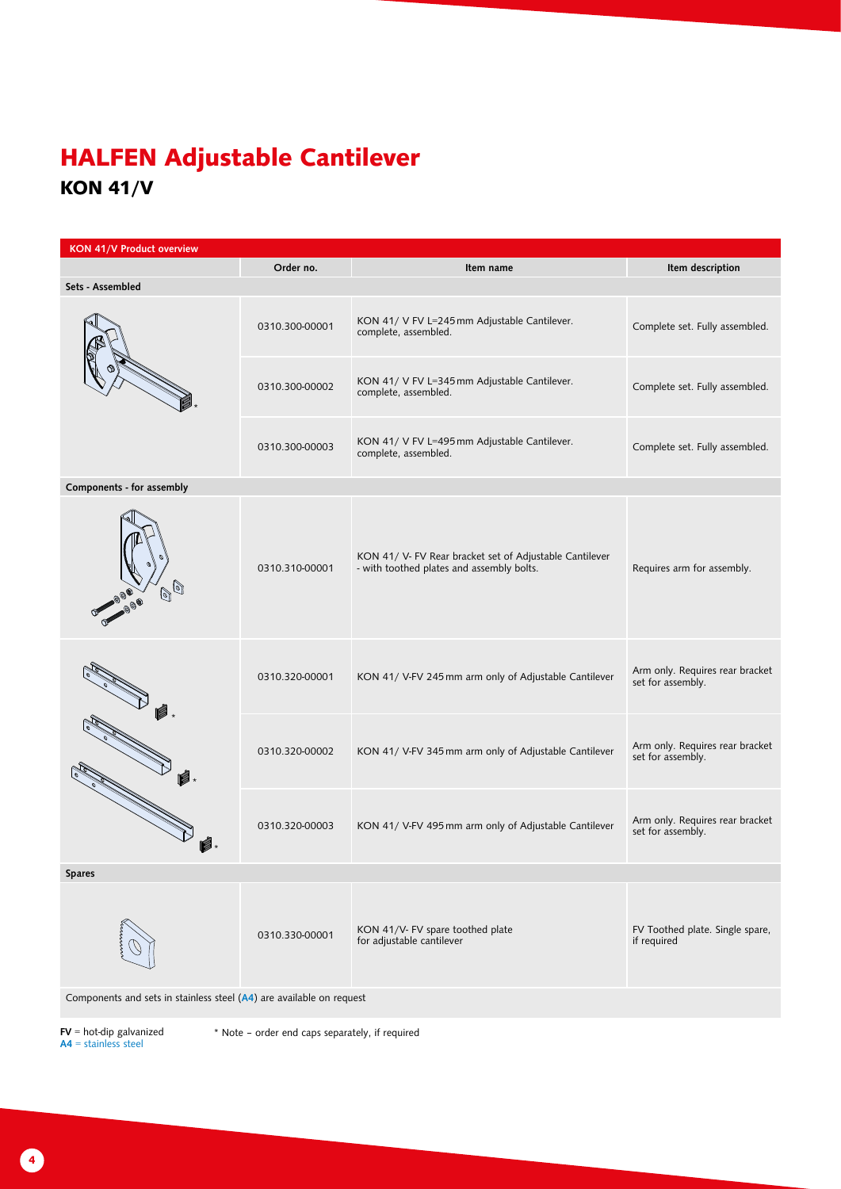# HALFEN Adjustable Cantilever

## KON 41/V

| KON 41/V Product overview | | | |
|---|---|---|---|
| | Order no. | Item name | Item description |
| **Sets - Assembled** | | | |
| | 0310.300-00001 | KON 41/ V FV L=245 mm Adjustable Cantilever. complete, assembled. | Complete set. Fully assembled. |
| | 0310.300-00002 | KON 41/ V FV L=345 mm Adjustable Cantilever. complete, assembled. | Complete set. Fully assembled. |
| | 0310.300-00003 | KON 41/ V FV L=495 mm Adjustable Cantilever. complete, assembled. | Complete set. Fully assembled. |
| **Components - for assembly** | | | |
| | 0310.310-00001 | KON 41/ V- FV Rear bracket set of Adjustable Cantilever - with toothed plates and assembly bolts. | Requires arm for assembly. |
| | 0310.320-00001 | KON 41/ V-FV 245 mm arm only of Adjustable Cantilever | Arm only. Requires rear bracket set for assembly. |
| | 0310.320-00002 | KON 41/ V-FV 345 mm arm only of Adjustable Cantilever | Arm only. Requires rear bracket set for assembly. |
| | 0310.320-00003 | KON 41/ V-FV 495 mm arm only of Adjustable Cantilever | Arm only. Requires rear bracket set for assembly. |
| **Spares** | | | |
| | 0310.330-00001 | KON 41/V- FV spare toothed plate for adjustable cantilever | FV Toothed plate. Single spare, if required |
| Components and sets in stainless steel (**A4**) are available on request | | | |

**FV** = hot-dip galvanized
**A4** = stainless steel

* Note – order end caps separately, if required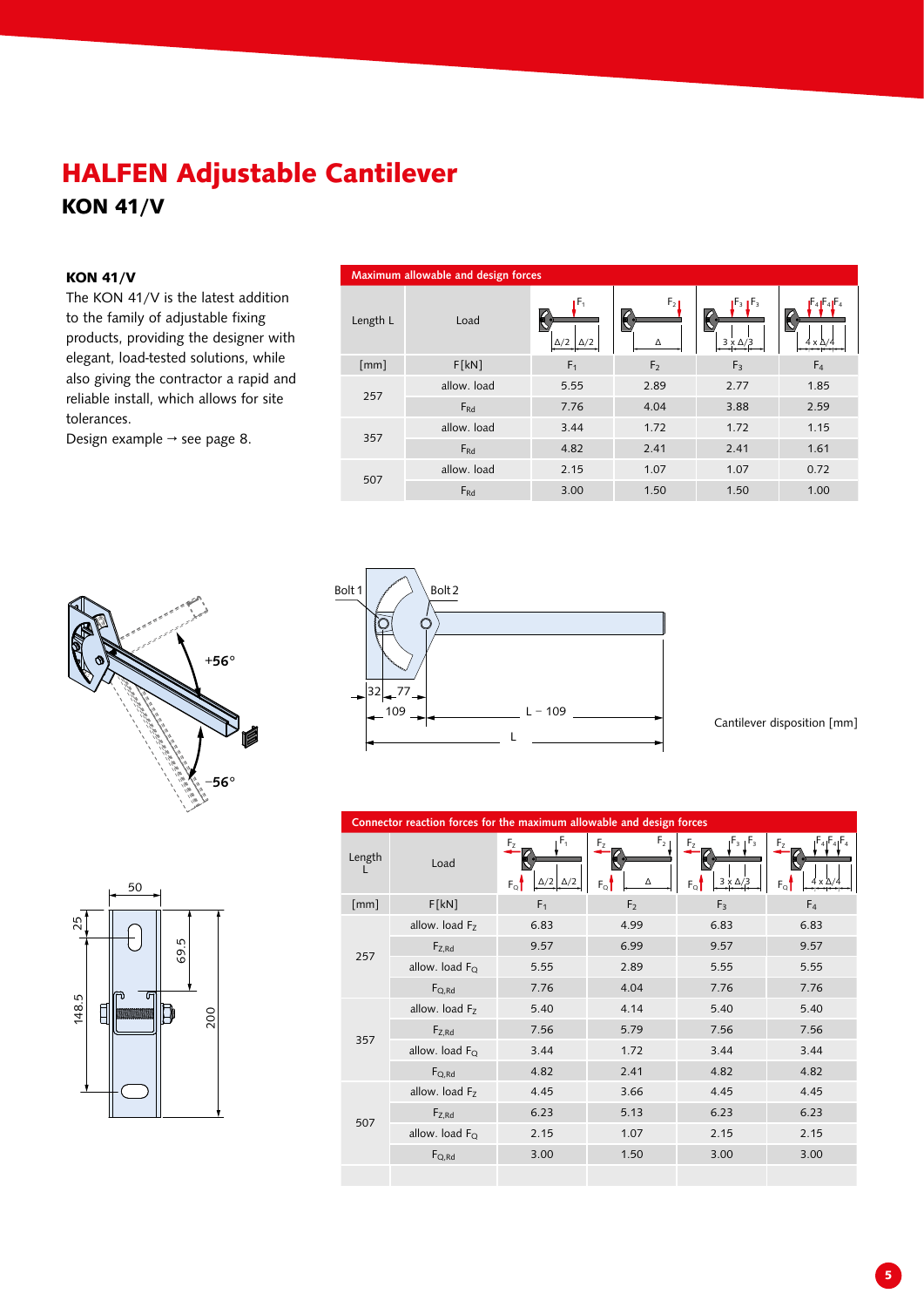# HALFEN Adjustable Cantilever

## KON 41/V

### KON 41/V

The KON 41/V is the latest addition to the family of adjustable fixing products, providing the designer with elegant, load-tested solutions, while also giving the contractor a rapid and reliable install, which allows for site tolerances.

Design example → see page 8.

**Maximum allowable and design forces**

| Length L | Load | $F_1$ ($\Delta/2$, $\Delta/2$) | $F_2$ ($\Delta$) | $F_3$ ($3 \times \Delta/3$) | $F_4$ ($4 \times \Delta/4$) |
|---|---|---|---|---|---|
| [mm] | F[kN] | $F_1$ | $F_2$ | $F_3$ | $F_4$ |
| 257 | allow. load | 5.55 | 2.89 | 2.77 | 1.85 |
| | $F_{Rd}$ | 7.76 | 4.04 | 3.88 | 2.59 |
| 357 | allow. load | 3.44 | 1.72 | 1.72 | 1.15 |
| | $F_{Rd}$ | 4.82 | 2.41 | 2.41 | 1.61 |
| 507 | allow. load | 2.15 | 1.07 | 1.07 | 0.72 |
| | $F_{Rd}$ | 3.00 | 1.50 | 1.50 | 1.00 |

+56°

−56°

Bolt 1

Bolt 2

32 | 77 | 109 | L − 109 | L

Cantilever disposition [mm]

50 | 25 | 148.5 | 69.5 | 200

**Connector reaction forces for the maximum allowable and design forces**

| Length L | Load | $F_1$ ($\Delta/2$, $\Delta/2$) | $F_2$ ($\Delta$) | $F_3$ ($3 \times \Delta/3$) | $F_4$ ($4 \times \Delta/4$) |
|---|---|---|---|---|---|
| [mm] | F[kN] | $F_1$ | $F_2$ | $F_3$ | $F_4$ |
| 257 | allow. load $F_Z$ | 6.83 | 4.99 | 6.83 | 6.83 |
| | $F_{Z,Rd}$ | 9.57 | 6.99 | 9.57 | 9.57 |
| | allow. load $F_Q$ | 5.55 | 2.89 | 5.55 | 5.55 |
| | $F_{Q,Rd}$ | 7.76 | 4.04 | 7.76 | 7.76 |
| 357 | allow. load $F_Z$ | 5.40 | 4.14 | 5.40 | 5.40 |
| | $F_{Z,Rd}$ | 7.56 | 5.79 | 7.56 | 7.56 |
| | allow. load $F_Q$ | 3.44 | 1.72 | 3.44 | 3.44 |
| | $F_{Q,Rd}$ | 4.82 | 2.41 | 4.82 | 4.82 |
| 507 | allow. load $F_Z$ | 4.45 | 3.66 | 4.45 | 4.45 |
| | $F_{Z,Rd}$ | 6.23 | 5.13 | 6.23 | 6.23 |
| | allow. load $F_Q$ | 2.15 | 1.07 | 2.15 | 2.15 |
| | $F_{Q,Rd}$ | 3.00 | 1.50 | 3.00 | 3.00 |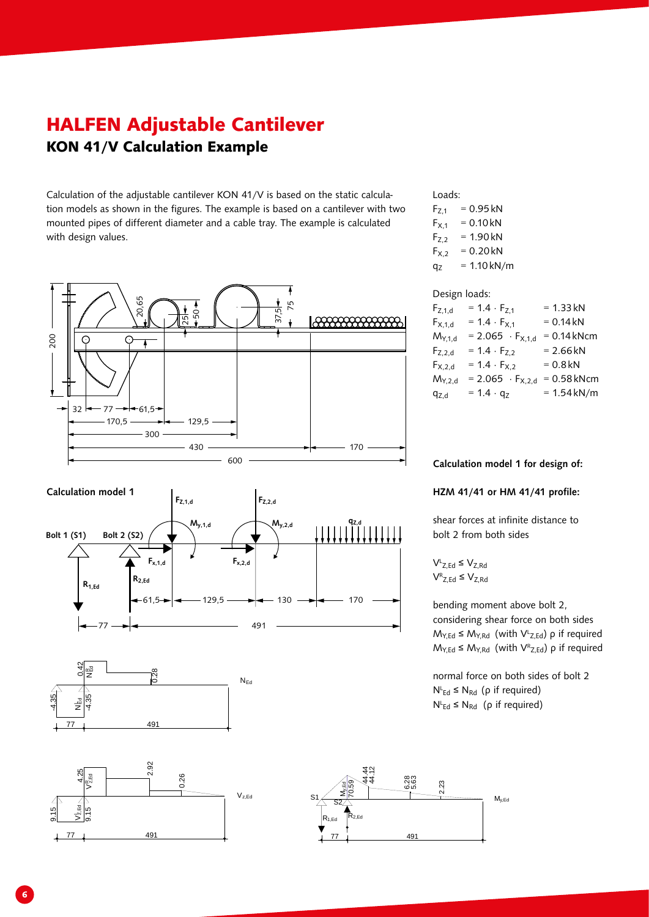# HALFEN Adjustable Cantilever

## KON 41/V Calculation Example

Calculation of the adjustable cantilever KON 41/V is based on the static calculation models as shown in the figures. The example is based on a cantilever with two mounted pipes of different diameter and a cable tray. The example is calculated with design values.

Loads:

$F_{Z,1}$ = 0.95 kN
$F_{X,1}$ = 0.10 kN
$F_{Z,2}$ = 1.90 kN
$F_{X,2}$ = 0.20 kN
$q_Z$ = 1.10 kN/m

Design loads:

| | | |
|---|---|---|
| $F_{Z,1,d}$ | $= 1.4 \cdot F_{Z,1}$ | = 1.33 kN |
| $F_{X,1,d}$ | $= 1.4 \cdot F_{X,1}$ | = 0.14 kN |
| $M_{Y,1,d}$ | $= 2.065 \cdot F_{X,1,d}$ | = 0.14 kNcm |
| $F_{Z,2,d}$ | $= 1.4 \cdot F_{Z,2}$ | = 2.66 kN |
| $F_{X,2,d}$ | $= 1.4 \cdot F_{X,2}$ | = 0.8 kN |
| $M_{Y,2,d}$ | $= 2.065 \cdot F_{X,2,d}$ | = 0.58 kNcm |
| $q_{Z,d}$ | $= 1.4 \cdot q_Z$ | = 1.54 kN/m |

**Calculation model 1**

**Calculation model 1 for design of:**

**HZM 41/41 or HM 41/41 profile:**

shear forces at infinite distance to bolt 2 from both sides

$V^L_{Z,Ed} \leq V_{Z,Rd}$
$V^R_{Z,Ed} \leq V_{Z,Rd}$

bending moment above bolt 2, considering shear force on both sides

$M_{Y,Ed} \leq M_{Y,Rd}$ (with $V^L_{Z,Ed}$) ρ if required
$M_{Y,Ed} \leq M_{Y,Rd}$ (with $V^R_{Z,Ed}$) ρ if required

normal force on both sides of bolt 2

$N^L_{Ed} \leq N_{Rd}$ (ρ if required)
$N^L_{Ed} \leq N_{Rd}$ (ρ if required)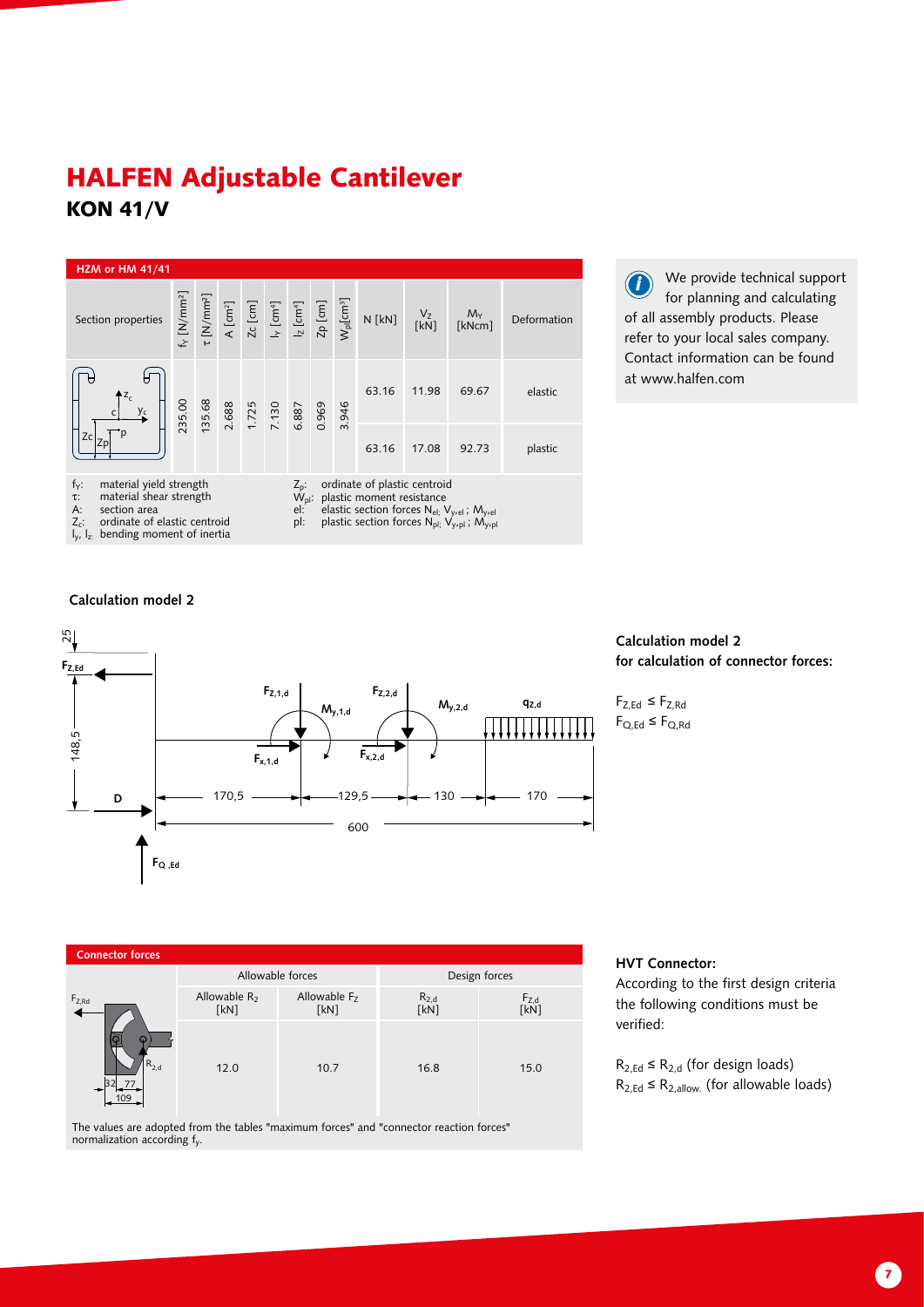# HALFEN Adjustable Cantilever

## KON 41/V

**HZM or HM 41/41**

| Section properties | $f_Y$ [N/mm²] | $\tau$ [N/mm²] | A [cm²] | Zc [cm] | $I_Y$ [cm⁴] | $I_Z$ [cm⁴] | Zp [cm] | $W_{pl}$[cm³] | N [kN] | $V_Z$ [kN] | $M_Y$ [kNcm] | Deformation |
|---|---|---|---|---|---|---|---|---|---|---|---|---|
| | 235.00 | 135.68 | 2.688 | 1.725 | 7.130 | 6.887 | 0.969 | 3.946 | 63.16 | 11.98 | 69.67 | elastic |
| | | | | | | | | | 63.16 | 17.08 | 92.73 | plastic |

$f_Y$: material yield strength
$\tau$: material shear strength
A: section area
$Z_c$: ordinate of elastic centroid
$I_y$, $I_z$: bending moment of inertia
$Z_p$: ordinate of plastic centroid
$W_{pl}$: plastic moment resistance
el: elastic section forces $N_{el}$; $V_{y\text{-}el}$; $M_{y\text{-}el}$
pl: plastic section forces $N_{pl}$; $V_{y\text{-}pl}$; $M_{y\text{-}pl}$

We provide technical support for planning and calculating of all assembly products. Please refer to your local sales company. Contact information can be found at www.halfen.com

**Calculation model 2**

**Calculation model 2 for calculation of connector forces:**

$F_{Z,Ed} \leq F_{Z,Rd}$
$F_{Q,Ed} \leq F_{Q,Rd}$

**Connector forces**

| | Allowable forces | | Design forces | |
|---|---|---|---|---|
| | Allowable $R_2$ [kN] | Allowable $F_Z$ [kN] | $R_{2,d}$ [kN] | $F_{Z,d}$ [kN] |
| | 12.0 | 10.7 | 16.8 | 15.0 |

The values are adopted from the tables "maximum forces" and "connector reaction forces" normalization according $f_y$.

**HVT Connector:**

According to the first design criteria the following conditions must be verified:

$R_{2,Ed} \leq R_{2,d}$ (for design loads)
$R_{2,Ed} \leq R_{2,allow.}$ (for allowable loads)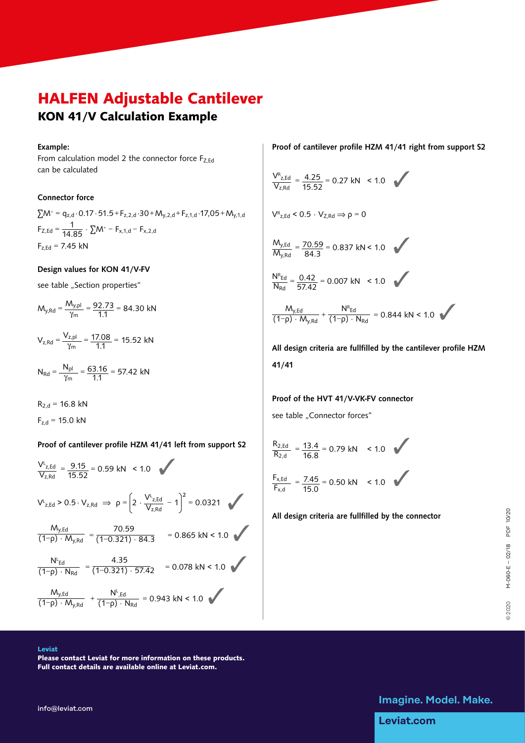# HALFEN Adjustable Cantilever

## KON 41/V Calculation Example

**Example:**

From calculation model 2 the connector force $F_{Z,Ed}$ can be calculated

**Connector force**

$$\sum M^{+} = q_{z,d} \cdot 0.17 \cdot 51.5 + F_{z,2,d} \cdot 30 + M_{y,2,d} + F_{z,1,d} \cdot 17{,}05 + M_{y,1,d}$$

$$F_{Z,Ed} = \frac{1}{14.85} \cdot \sum M^{+} - F_{x,1,d} - F_{x,2,d}$$

$$F_{z,Ed} = 7.45 \text{ kN}$$

**Design values for KON 41/V-FV**

see table „Section properties"

$$M_{y,Rd} = \frac{M_{y,pl}}{\gamma_m} = \frac{92.73}{1.1} = 84.30 \text{ kN}$$

$$V_{z,Rd} = \frac{V_{z,pl}}{\gamma_m} = \frac{17.08}{1.1} = 15.52 \text{ kN}$$

$$N_{Rd} = \frac{N_{pl}}{\gamma_m} = \frac{63.16}{1.1} = 57.42 \text{ kN}$$

$$R_{2,d} = 16.8 \text{ kN}$$

$$F_{z,d} = 15.0 \text{ kN}$$

**Proof of cantilever profile HZM 41/41 left from support S2**

$$\frac{V^{L}_{z,Ed}}{V_{z,Rd}} = \frac{9.15}{15.52} = 0.59 \text{ kN} \quad < 1.0 \quad ✓$$

$$V^{L}_{z,Ed} > 0.5 \cdot V_{z,Rd} \Rightarrow \rho = \left(2 \cdot \frac{V^{L}_{z,Ed}}{V_{z,Rd}} - 1\right)^2 = 0.0321 \quad ✓$$

$$\frac{M_{y,Ed}}{(1-\rho) \cdot M_{y,Rd}} = \frac{70.59}{(1-0.321) \cdot 84.3} = 0.865 \text{ kN} < 1.0 \quad ✓$$

$$\frac{N^{L}_{Ed}}{(1-\rho) \cdot N_{Rd}} = \frac{4.35}{(1-0.321) \cdot 57.42} = 0.078 \text{ kN} < 1.0 \quad ✓$$

$$\frac{M_{y,Ed}}{(1-\rho) \cdot M_{y,Rd}} + \frac{N^{L}_{,Ed}}{(1-\rho) \cdot N_{Rd}} = 0.943 \text{ kN} < 1.0 \quad ✓$$

**Proof of cantilever profile HZM 41/41 right from support S2**

$$\frac{V^{R}_{z,Ed}}{V_{z,Rd}} = \frac{4.25}{15.52} = 0.27 \text{ kN} \quad < 1.0 \quad ✓$$

$$V^{R}_{z,Ed} < 0.5 \cdot V_{Z,Rd} \Rightarrow \rho = 0$$

$$\frac{M_{y,Ed}}{M_{y,Rd}} = \frac{70.59}{84.3} = 0.837 \text{ kN} < 1.0 \quad ✓$$

$$\frac{N^{R}_{Ed}}{N_{Rd}} = \frac{0.42}{57.42} = 0.007 \text{ kN} \quad < 1.0 \quad ✓$$

$$\frac{M_{y,Ed}}{(1-\rho) \cdot M_{y,Rd}} + \frac{N^{R}_{Ed}}{(1-\rho) \cdot N_{Rd}} = 0.844 \text{ kN} < 1.0 \quad ✓$$

**All design criteria are fullfilled by the cantilever profile HZM 41/41**

**Proof of the HVT 41/V-VK-FV connector**

see table „Connector forces"

$$\frac{R_{2,Ed}}{R_{2,d}} = \frac{13.4}{16.8} = 0.79 \text{ kN} \quad < 1.0 \quad ✓$$

$$\frac{F_{x,Ed}}{F_{x,d}} = \frac{7.45}{15.0} = 0.50 \text{ kN} \quad < 1.0 \quad ✓$$

**All design criteria are fullfilled by the connector**

**Leviat**

**Please contact Leviat for more information on these products.**
**Full contact details are available online at Leviat.com.**

info@leviat.com

**Imagine. Model. Make.**

**Leviat.com**